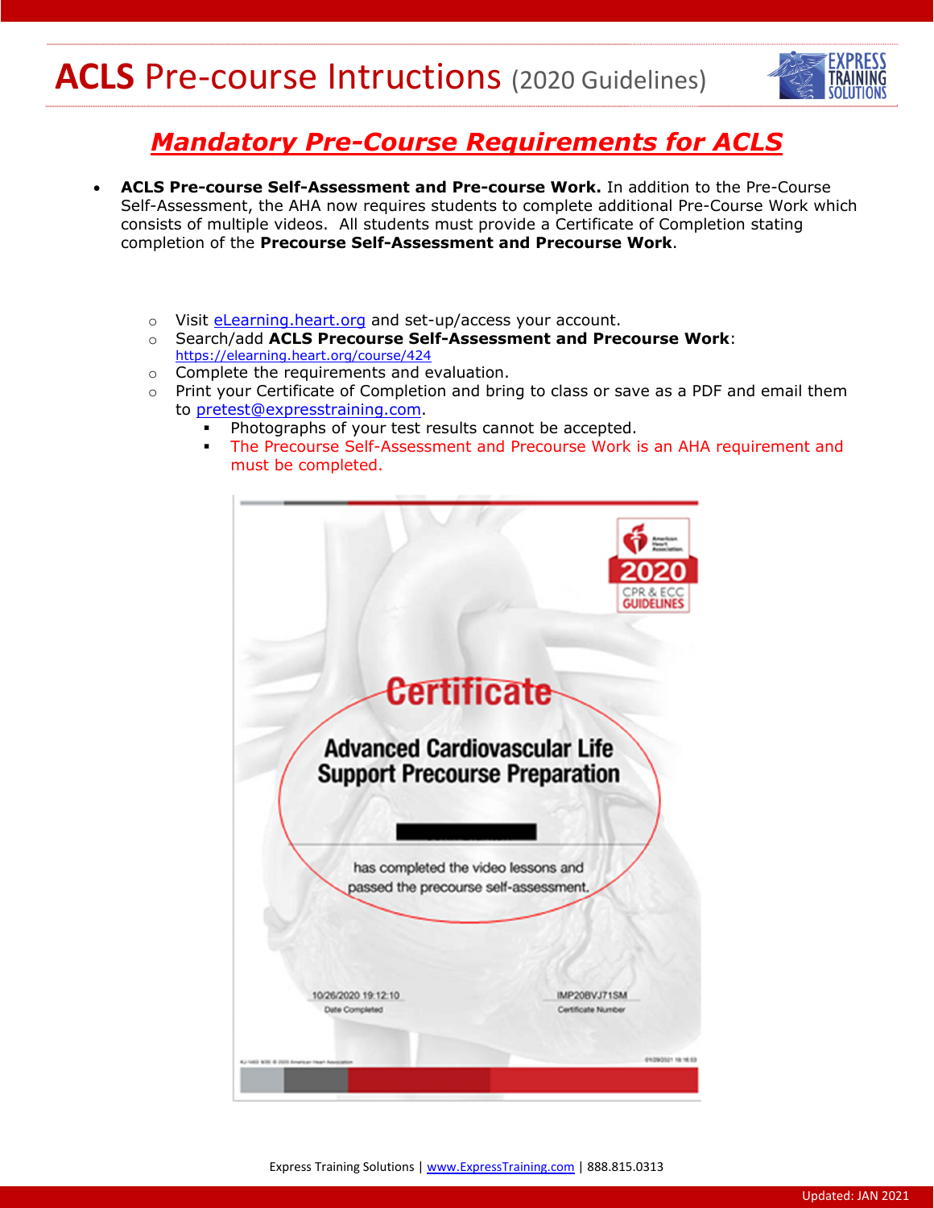# ACLS Pre-course Intructions (2020 Guidelines)

## ***Mandatory Pre-Course Requirements for ACLS***

- **ACLS Pre-course Self-Assessment and Pre-course Work.** In addition to the Pre-Course Self-Assessment, the AHA now requires students to complete additional Pre-Course Work which consists of multiple videos. All students must provide a Certificate of Completion stating completion of the **Precourse Self-Assessment and Precourse Work**.

  - Visit eLearning.heart.org and set-up/access your account.
  - Search/add **ACLS Precourse Self-Assessment and Precourse Work**: https://elearning.heart.org/course/424
  - Complete the requirements and evaluation.
  - Print your Certificate of Completion and bring to class or save as a PDF and email them to pretest@expresstraining.com.
    - Photographs of your test results cannot be accepted.
    - The Precourse Self-Assessment and Precourse Work is an AHA requirement and must be completed.

2020 CPR & ECC GUIDELINES

Certificate

Advanced Cardiovascular Life Support Precourse Preparation

has completed the video lessons and passed the precourse self-assessment.

10/26/2020 19:12:10
Date Completed

IMP20BVJ71SM
Certificate Number

Express Training Solutions | www.ExpressTraining.com | 888.815.0313

Updated: JAN 2021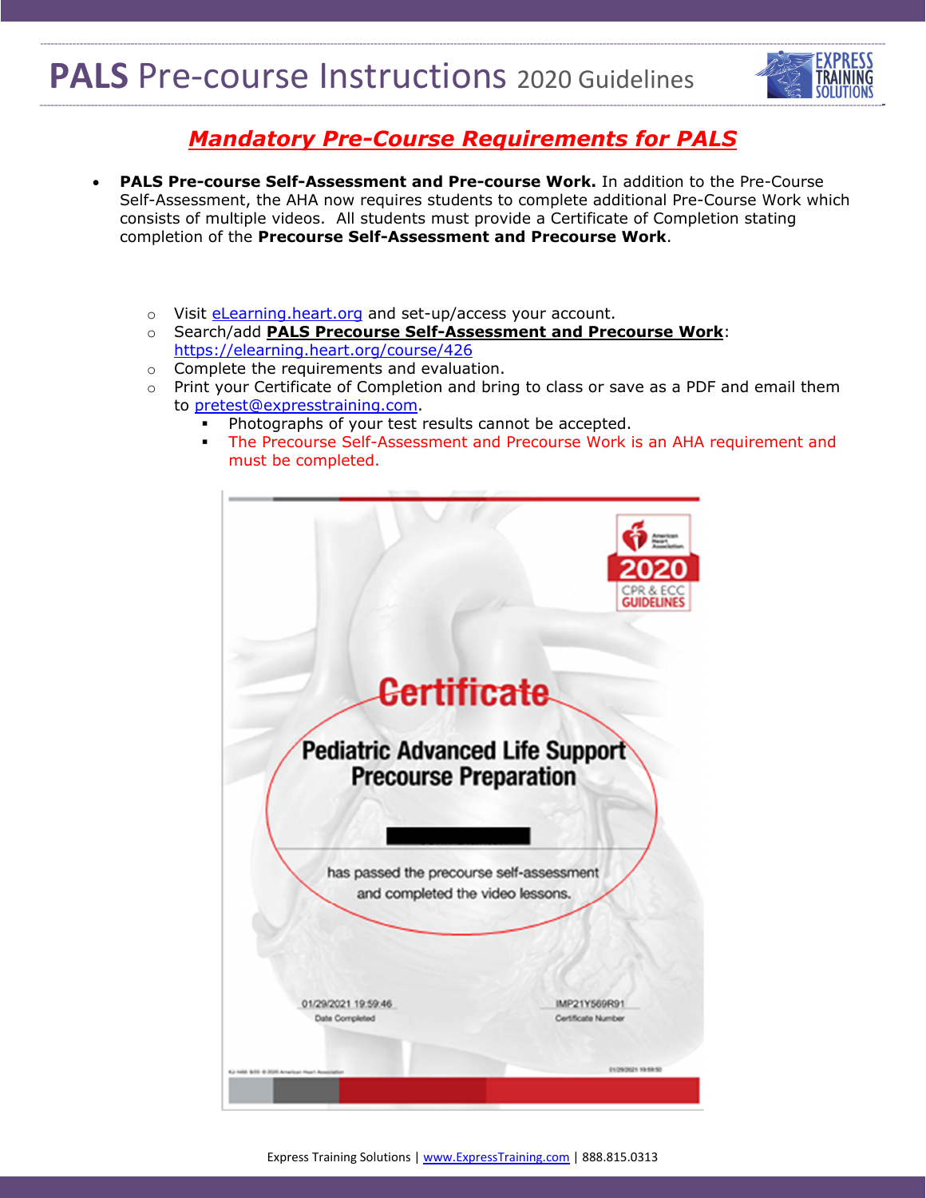# PALS Pre-course Instructions 2020 Guidelines

## ***Mandatory Pre-Course Requirements for PALS***

- **PALS Pre-course Self-Assessment and Pre-course Work.** In addition to the Pre-Course Self-Assessment, the AHA now requires students to complete additional Pre-Course Work which consists of multiple videos. All students must provide a Certificate of Completion stating completion of the **Precourse Self-Assessment and Precourse Work**.

  - Visit [eLearning.heart.org](eLearning.heart.org) and set-up/access your account.
  - Search/add **PALS Precourse Self-Assessment and Precourse Work**: [https://elearning.heart.org/course/426](https://elearning.heart.org/course/426)
  - Complete the requirements and evaluation.
  - Print your Certificate of Completion and bring to class or save as a PDF and email them to [pretest@expresstraining.com](mailto:pretest@expresstraining.com).
    - Photographs of your test results cannot be accepted.
    - The Precourse Self-Assessment and Precourse Work is an AHA requirement and must be completed.

Certificate

Pediatric Advanced Life Support Precourse Preparation

has passed the precourse self-assessment and completed the video lessons.

01/29/2021 19:59:46
Date Completed

IMP21Y569R91
Certificate Number

Express Training Solutions | [www.ExpressTraining.com](www.ExpressTraining.com) | 888.815.0313